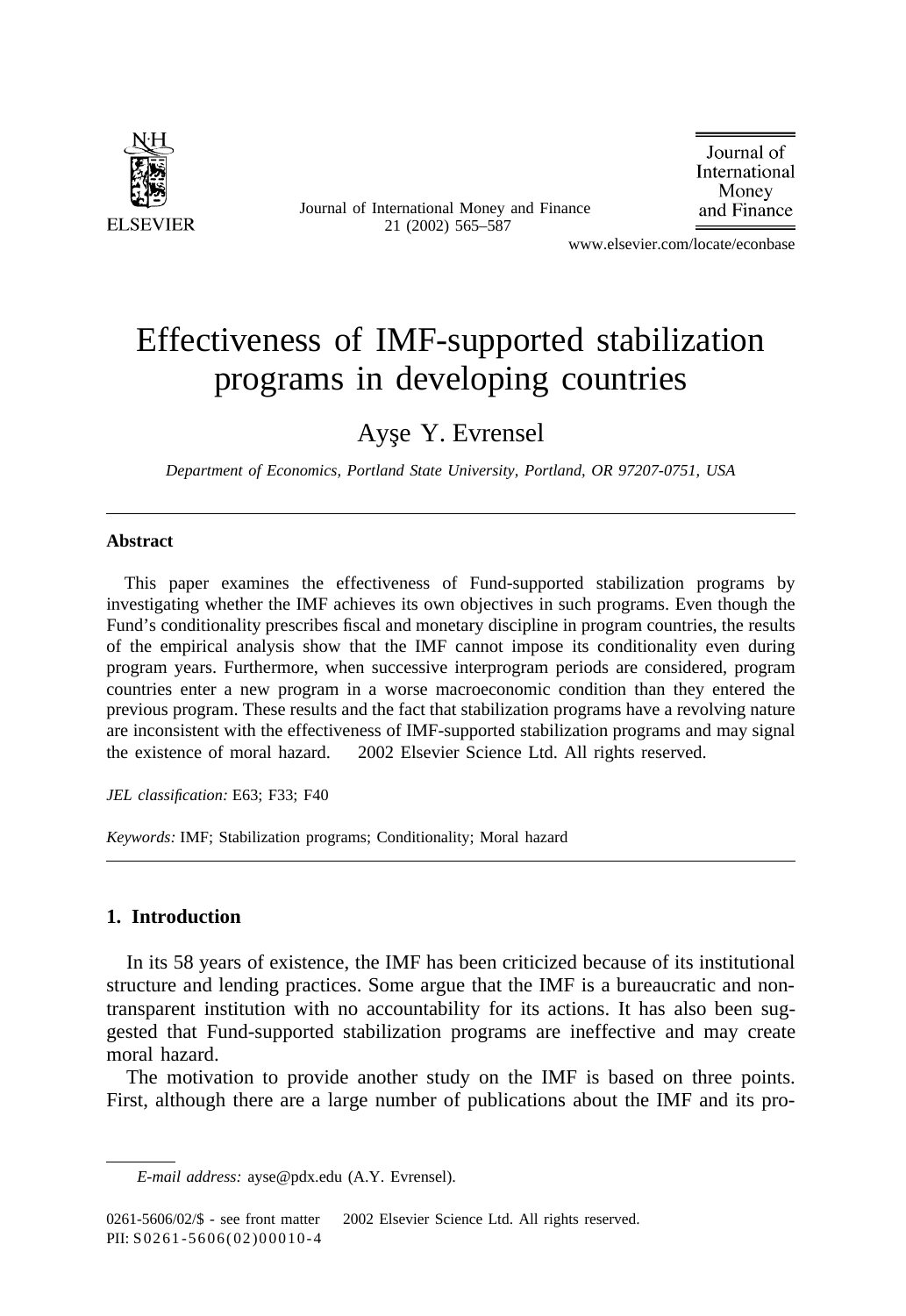# Effectiveness of IMF-supported stabilization programs in developing countries

Ayşe Y. Evrensel

*Department of Economics, Portland State University, Portland, OR 97207-0751, USA*

---

**Abstract**

This paper examines the effectiveness of Fund-supported stabilization programs by investigating whether the IMF achieves its own objectives in such programs. Even though the Fund's conditionality prescribes fiscal and monetary discipline in program countries, the results of the empirical analysis show that the IMF cannot impose its conditionality even during program years. Furthermore, when successive interprogram periods are considered, program countries enter a new program in a worse macroeconomic condition than they entered the previous program. These results and the fact that stabilization programs have a revolving nature are inconsistent with the effectiveness of IMF-supported stabilization programs and may signal the existence of moral hazard. © 2002 Elsevier Science Ltd. All rights reserved.

*JEL classification:* E63; F33; F40

*Keywords:* IMF; Stabilization programs; Conditionality; Moral hazard

---

## 1. Introduction

In its 58 years of existence, the IMF has been criticized because of its institutional structure and lending practices. Some argue that the IMF is a bureaucratic and non-transparent institution with no accountability for its actions. It has also been suggested that Fund-supported stabilization programs are ineffective and may create moral hazard.

The motivation to provide another study on the IMF is based on three points. First, although there are a large number of publications about the IMF and its pro-

*E-mail address:* ayse@pdx.edu (A.Y. Evrensel).

0261-5606/02/$ - see front matter © 2002 Elsevier Science Ltd. All rights reserved.
PII: S0261-5606(02)00010-4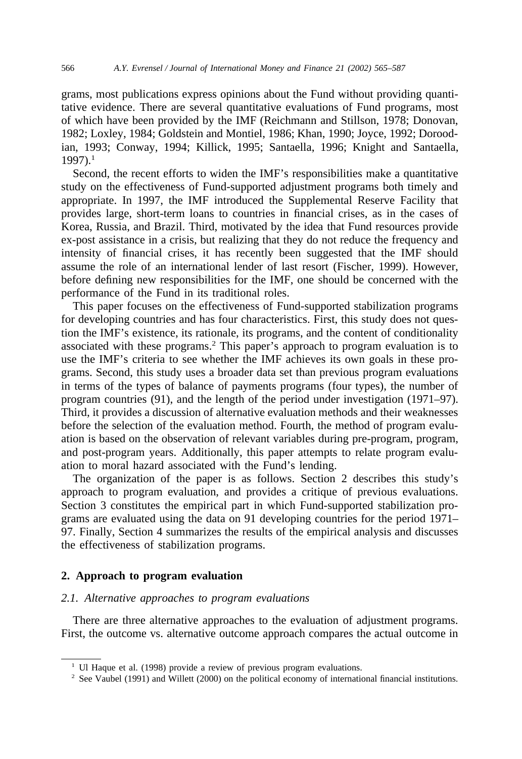grams, most publications express opinions about the Fund without providing quantitative evidence. There are several quantitative evaluations of Fund programs, most of which have been provided by the IMF (Reichmann and Stillson, 1978; Donovan, 1982; Loxley, 1984; Goldstein and Montiel, 1986; Khan, 1990; Joyce, 1992; Doroodian, 1993; Conway, 1994; Killick, 1995; Santaella, 1996; Knight and Santaella, 1997).[1]

Second, the recent efforts to widen the IMF's responsibilities make a quantitative study on the effectiveness of Fund-supported adjustment programs both timely and appropriate. In 1997, the IMF introduced the Supplemental Reserve Facility that provides large, short-term loans to countries in financial crises, as in the cases of Korea, Russia, and Brazil. Third, motivated by the idea that Fund resources provide ex-post assistance in a crisis, but realizing that they do not reduce the frequency and intensity of financial crises, it has recently been suggested that the IMF should assume the role of an international lender of last resort (Fischer, 1999). However, before defining new responsibilities for the IMF, one should be concerned with the performance of the Fund in its traditional roles.

This paper focuses on the effectiveness of Fund-supported stabilization programs for developing countries and has four characteristics. First, this study does not question the IMF's existence, its rationale, its programs, and the content of conditionality associated with these programs.[2] This paper's approach to program evaluation is to use the IMF's criteria to see whether the IMF achieves its own goals in these programs. Second, this study uses a broader data set than previous program evaluations in terms of the types of balance of payments programs (four types), the number of program countries (91), and the length of the period under investigation (1971–97). Third, it provides a discussion of alternative evaluation methods and their weaknesses before the selection of the evaluation method. Fourth, the method of program evaluation is based on the observation of relevant variables during pre-program, program, and post-program years. Additionally, this paper attempts to relate program evaluation to moral hazard associated with the Fund's lending.

The organization of the paper is as follows. Section 2 describes this study's approach to program evaluation, and provides a critique of previous evaluations. Section 3 constitutes the empirical part in which Fund-supported stabilization programs are evaluated using the data on 91 developing countries for the period 1971–97. Finally, Section 4 summarizes the results of the empirical analysis and discusses the effectiveness of stabilization programs.

## 2. Approach to program evaluation

### *2.1. Alternative approaches to program evaluations*

There are three alternative approaches to the evaluation of adjustment programs. First, the outcome vs. alternative outcome approach compares the actual outcome in

[1] Ul Haque et al. (1998) provide a review of previous program evaluations.

[2] See Vaubel (1991) and Willett (2000) on the political economy of international financial institutions.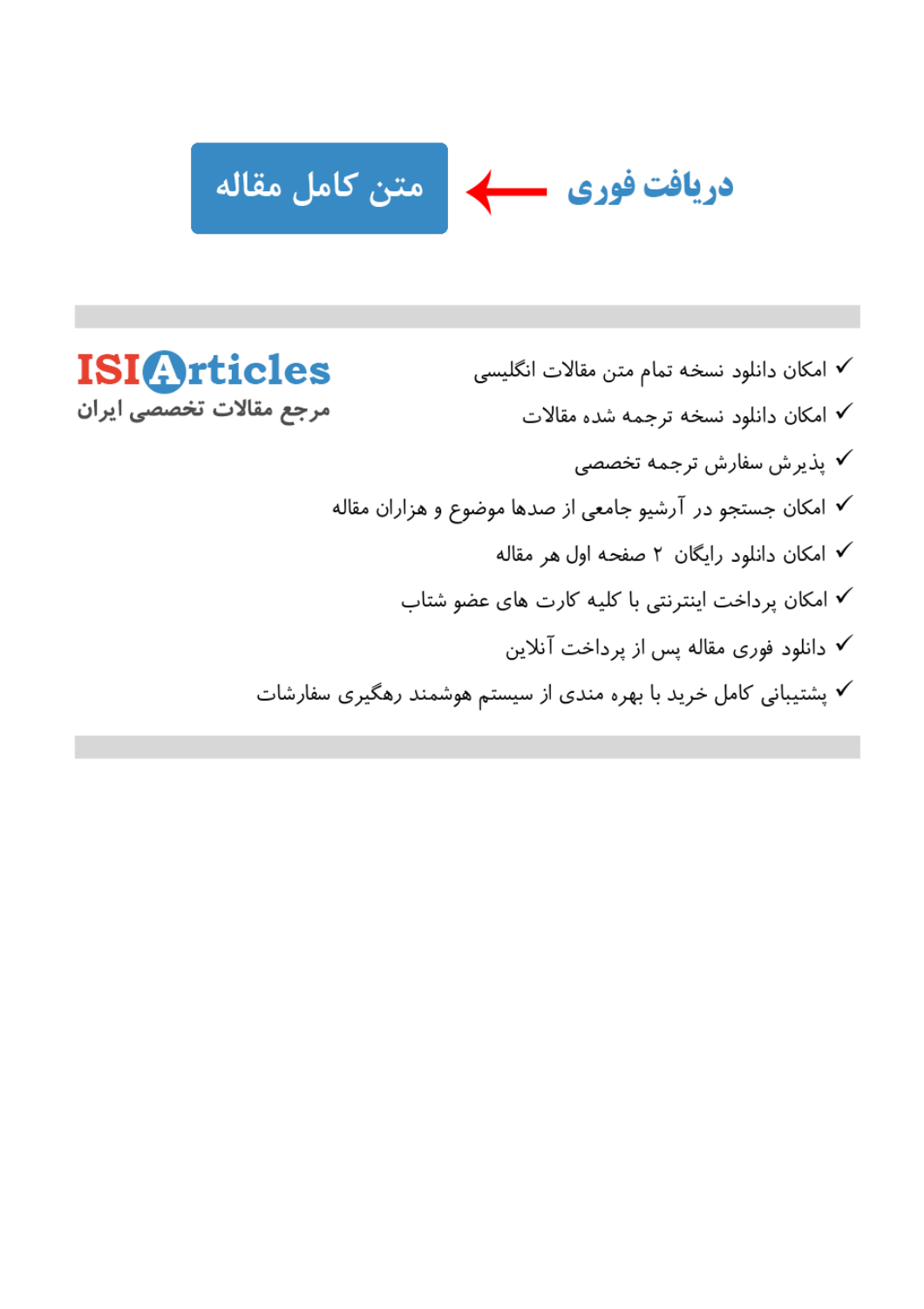دریافت فوری ← **متن کامل مقاله**

**ISIArticles**
مرجع مقالات تخصصی ایران

- ✓ امکان دانلود نسخه تمام متن مقالات انگلیسی
- ✓ امکان دانلود نسخه ترجمه شده مقالات
- ✓ پذیرش سفارش ترجمه تخصصی
- ✓ امکان جستجو در آرشیو جامعی از صدها موضوع و هزاران مقاله
- ✓ امکان دانلود رایگان ۲ صفحه اول هر مقاله
- ✓ امکان پرداخت اینترنتی با کلیه کارت های عضو شتاب
- ✓ دانلود فوری مقاله پس از پرداخت آنلاین
- ✓ پشتیبانی کامل خرید با بهره مندی از سیستم هوشمند رهگیری سفارشات